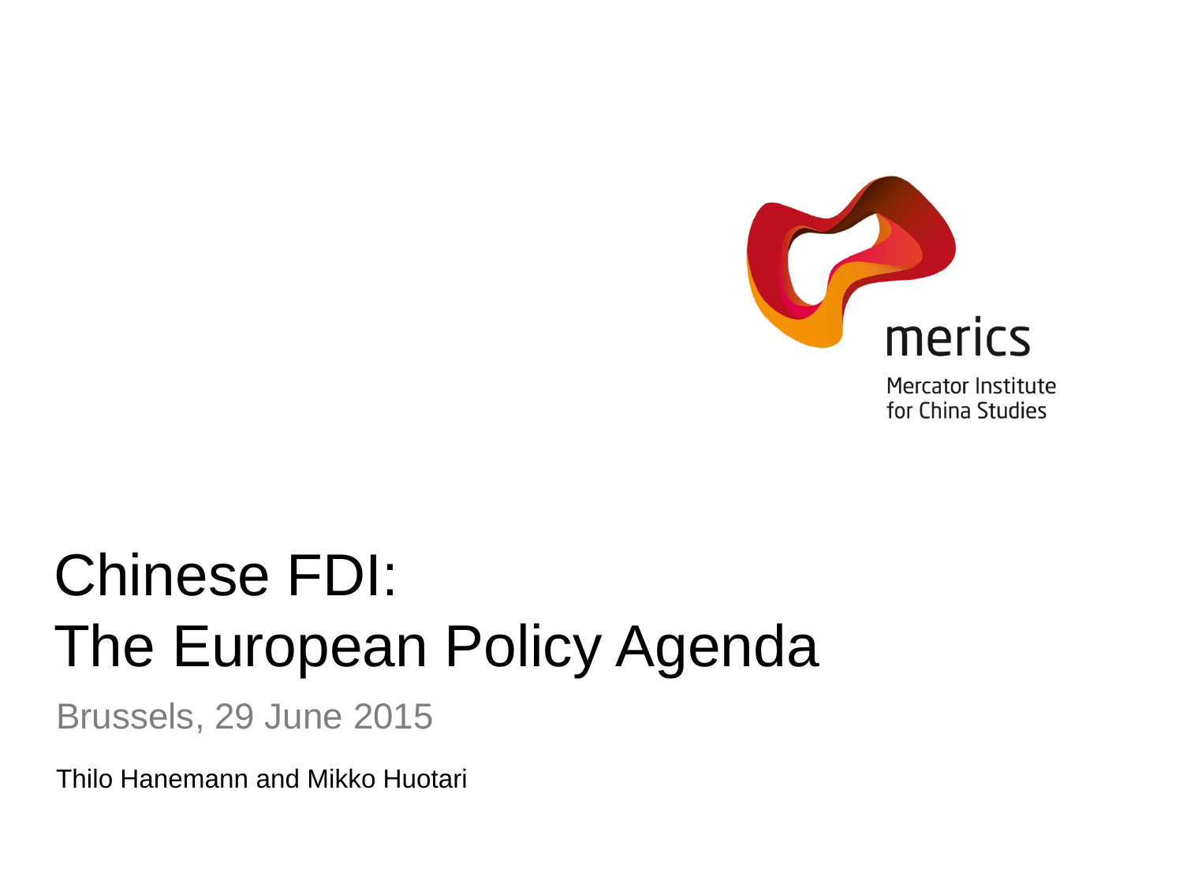merics

Mercator Institute for China Studies

# Chinese FDI: The European Policy Agenda

Brussels, 29 June 2015

Thilo Hanemann and Mikko Huotari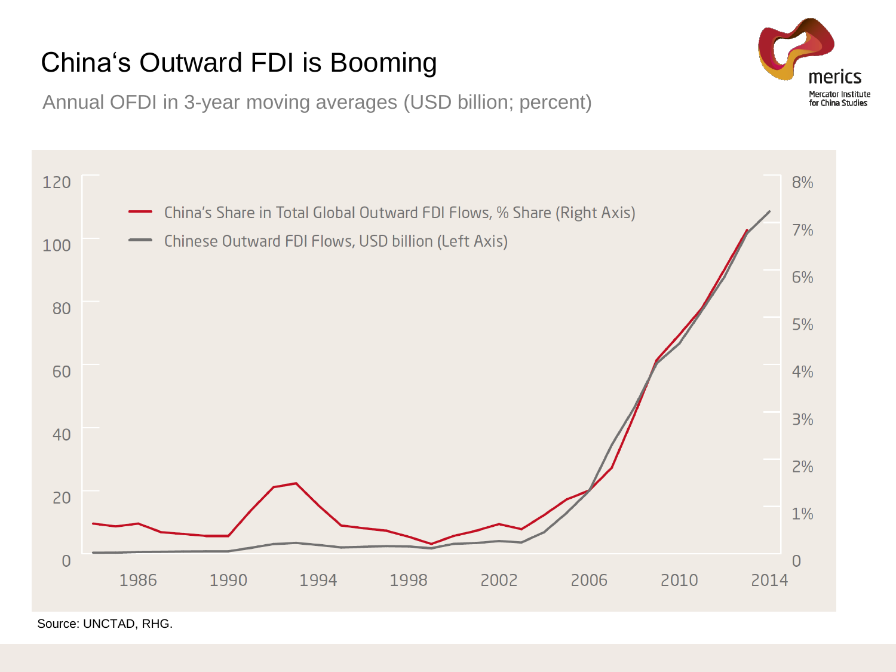# China‘s Outward FDI is Booming

Annual OFDI in 3-year moving averages (USD billion; percent)

- China's Share in Total Global Outward FDI Flows, % Share (Right Axis)
- Chinese Outward FDI Flows, USD billion (Left Axis)

Source: UNCTAD, RHG.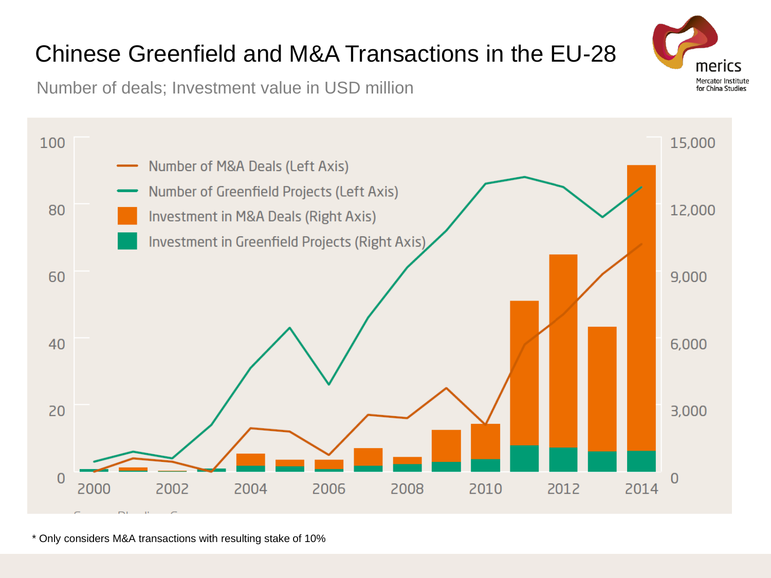# Chinese Greenfield and M&A Transactions in the EU-28

Number of deals; Investment value in USD million

- Number of M&A Deals (Left Axis)
- Number of Greenfield Projects (Left Axis)
- Investment in M&A Deals (Right Axis)
- Investment in Greenfield Projects (Right Axis)

Left axis: 0, 20, 40, 60, 80, 100

Right axis: 0, 3,000, 6,000, 9,000, 12,000, 15,000

Years: 2000, 2002, 2004, 2006, 2008, 2010, 2012, 2014

\* Only considers M&A transactions with resulting stake of 10%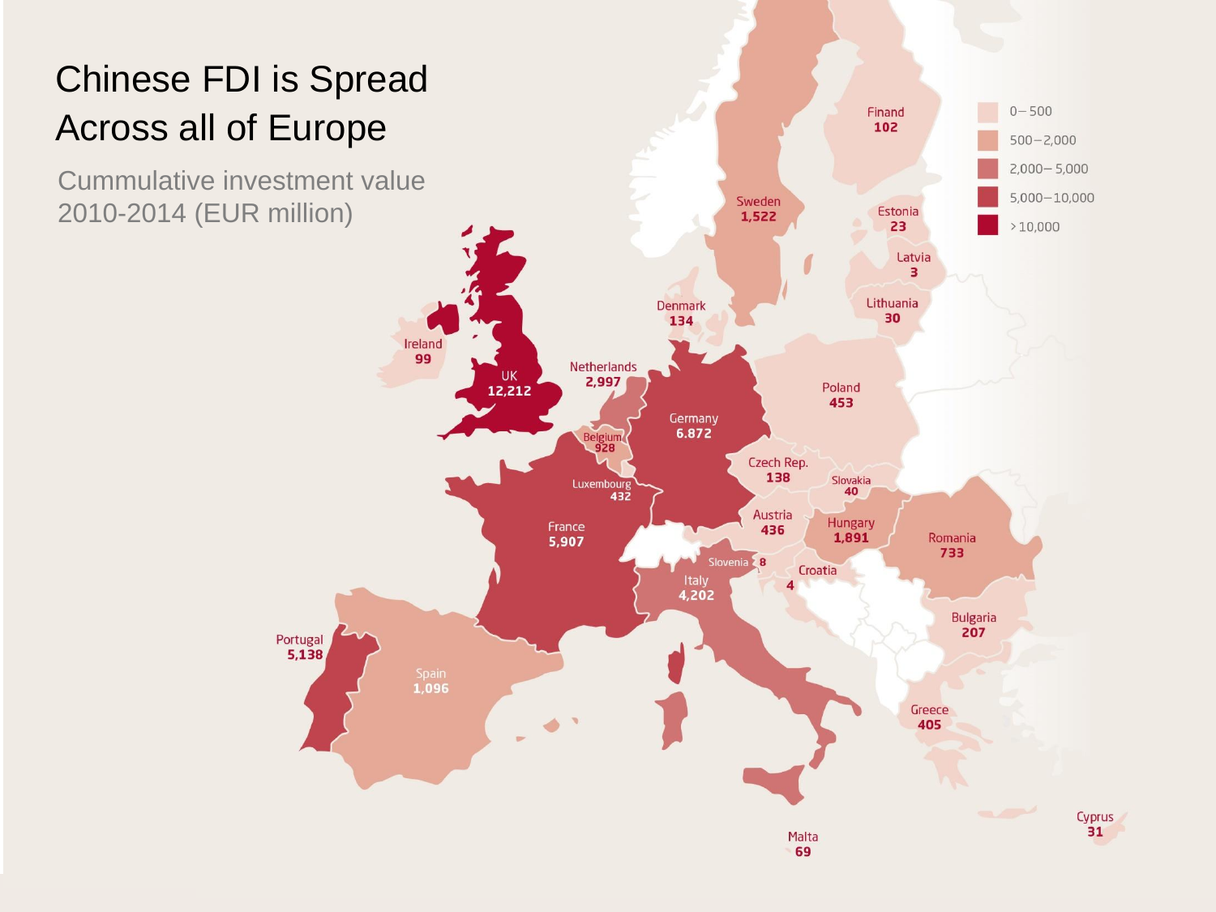# Chinese FDI is Spread Across all of Europe

Cummulative investment value 2010-2014 (EUR million)

| Country | Value |
| --- | --- |
| Finand | 102 |
| Sweden | 1,522 |
| Estonia | 23 |
| Latvia | 3 |
| Lithuania | 30 |
| Denmark | 134 |
| Ireland | 99 |
| UK | 12,212 |
| Netherlands | 2,997 |
| Germany | 6.872 |
| Poland | 453 |
| Belgium | 928 |
| Luxembourg | 432 |
| Czech Rep. | 138 |
| Slovakia | 40 |
| Austria | 436 |
| Hungary | 1,891 |
| Romania | 733 |
| France | 5,907 |
| Slovenia | 8 |
| Croatia | 4 |
| Italy | 4,202 |
| Bulgaria | 207 |
| Portugal | 5,138 |
| Spain | 1,096 |
| Greece | 405 |
| Cyprus | 31 |
| Malta | 69 |

Legend: 0–500; 500–2,000; 2,000–5,000; 5,000–10,000; >10,000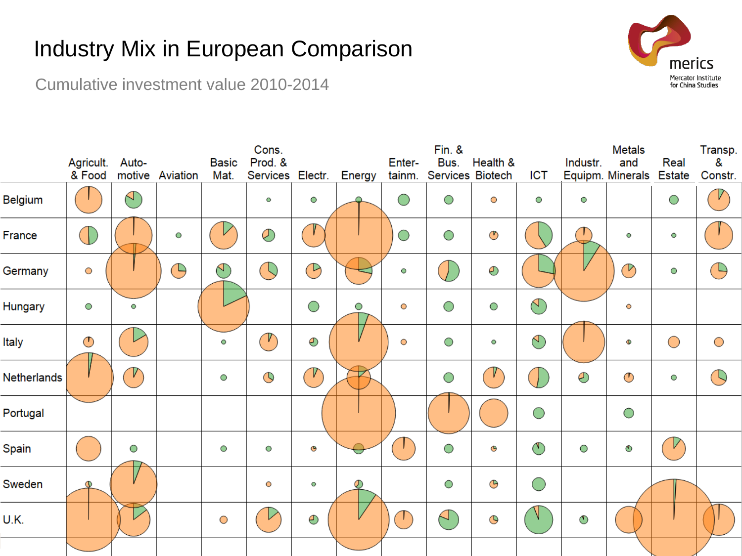# Industry Mix in European Comparison

Cumulative investment value 2010-2014

| | Agricult. & Food | Auto-motive | Aviation | Basic Mat. | Cons. Prod. & Services | Electr. | Energy | Enter-tainm. | Fin. & Bus. Services | Health & Biotech | ICT | Industr. Equipm. | Metals and Minerals | Real Estate | Transp. & Constr. |
|---|---|---|---|---|---|---|---|---|---|---|---|---|---|---|---|
| Belgium | | | | | | | | | | | | | | | |
| France | | | | | | | | | | | | | | | |
| Germany | | | | | | | | | | | | | | | |
| Hungary | | | | | | | | | | | | | | | |
| Italy | | | | | | | | | | | | | | | |
| Netherlands | | | | | | | | | | | | | | | |
| Portugal | | | | | | | | | | | | | | | |
| Spain | | | | | | | | | | | | | | | |
| Sweden | | | | | | | | | | | | | | | |
| U.K. | | | | | | | | | | | | | | | |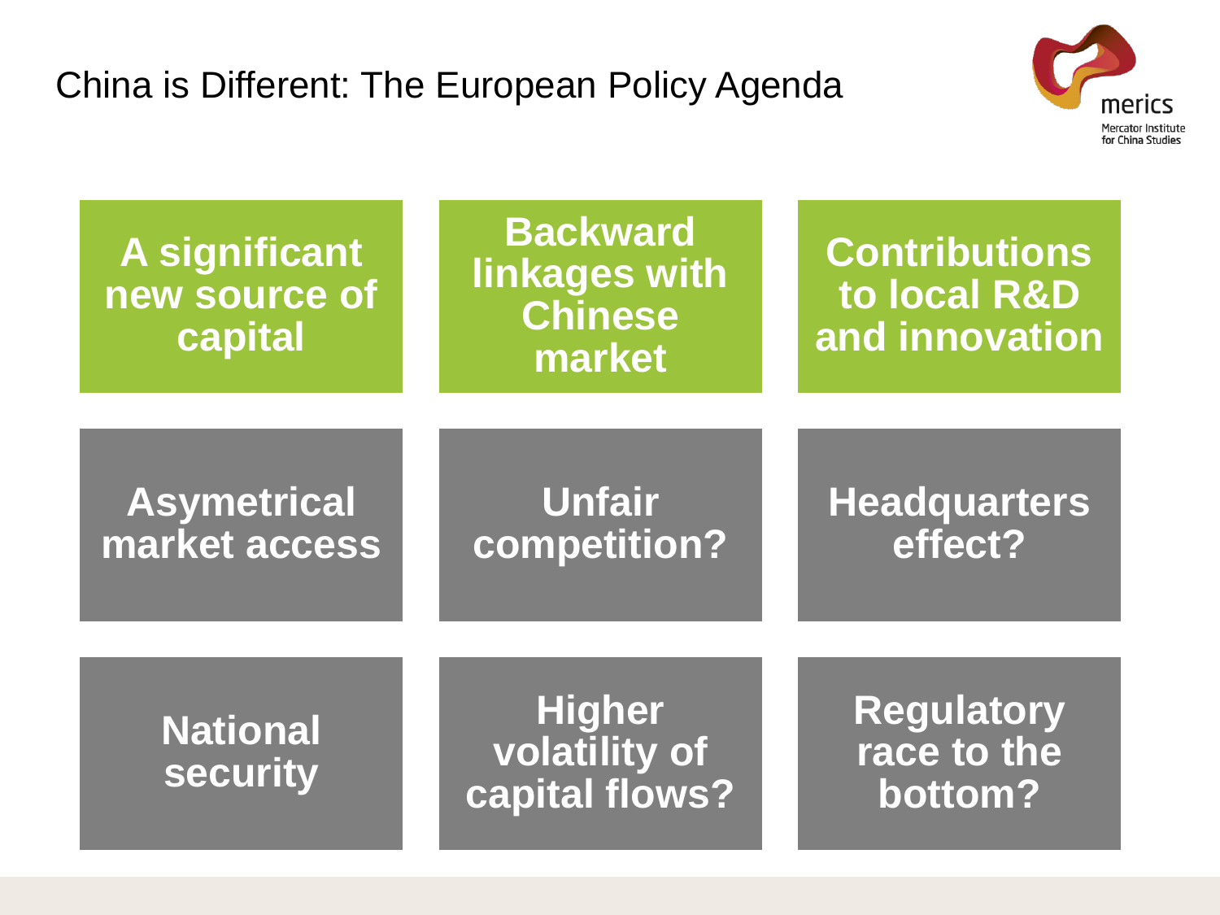# China is Different: The European Policy Agenda

- A significant new source of capital
- Backward linkages with Chinese market
- Contributions to local R&D and innovation
- Asymetrical market access
- Unfair competition?
- Headquarters effect?
- National security
- Higher volatility of capital flows?
- Regulatory race to the bottom?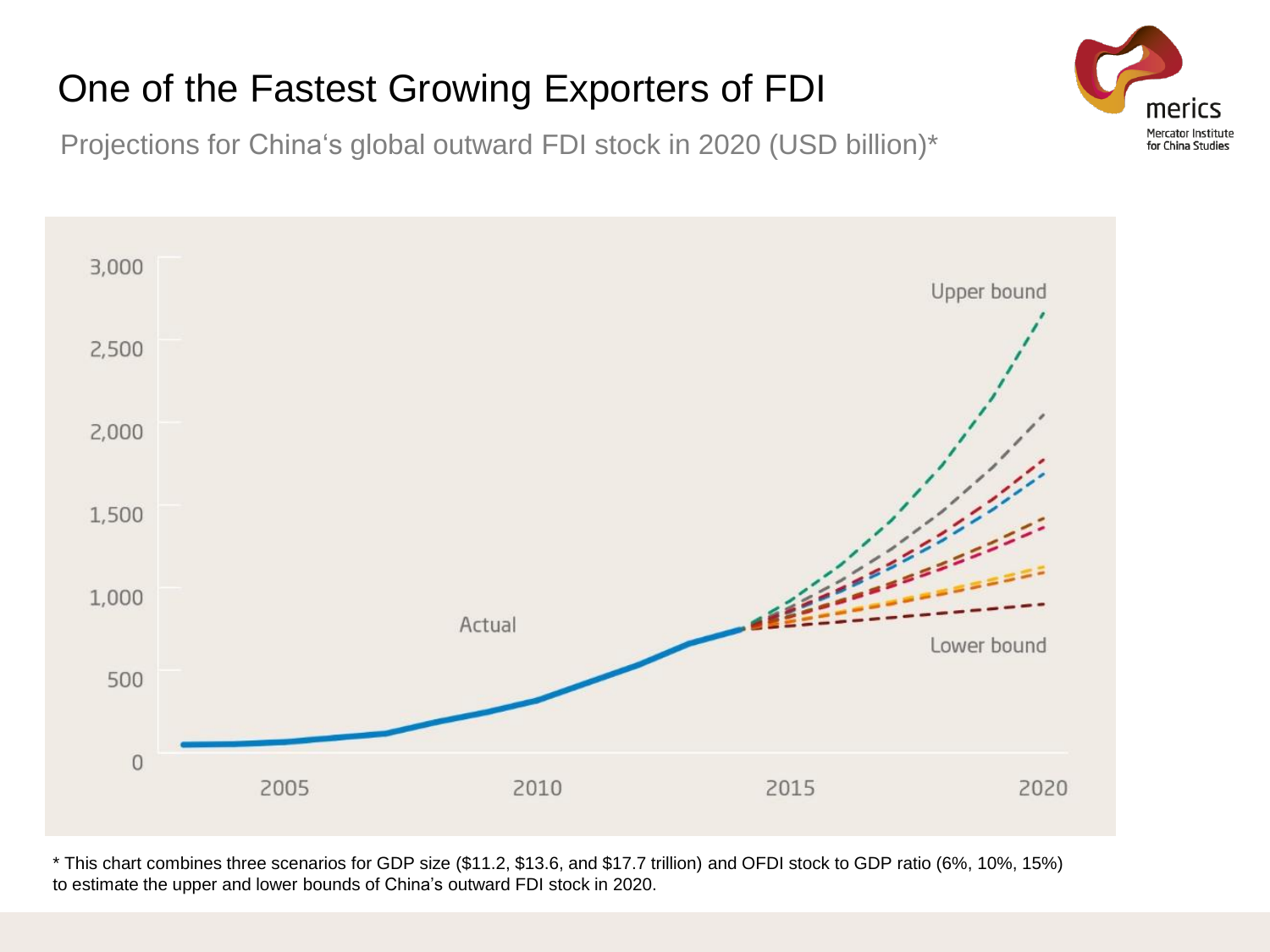# One of the Fastest Growing Exporters of FDI

Projections for China's global outward FDI stock in 2020 (USD billion)*

* This chart combines three scenarios for GDP size ($11.2, $13.6, and $17.7 trillion) and OFDI stock to GDP ratio (6%, 10%, 15%) to estimate the upper and lower bounds of China's outward FDI stock in 2020.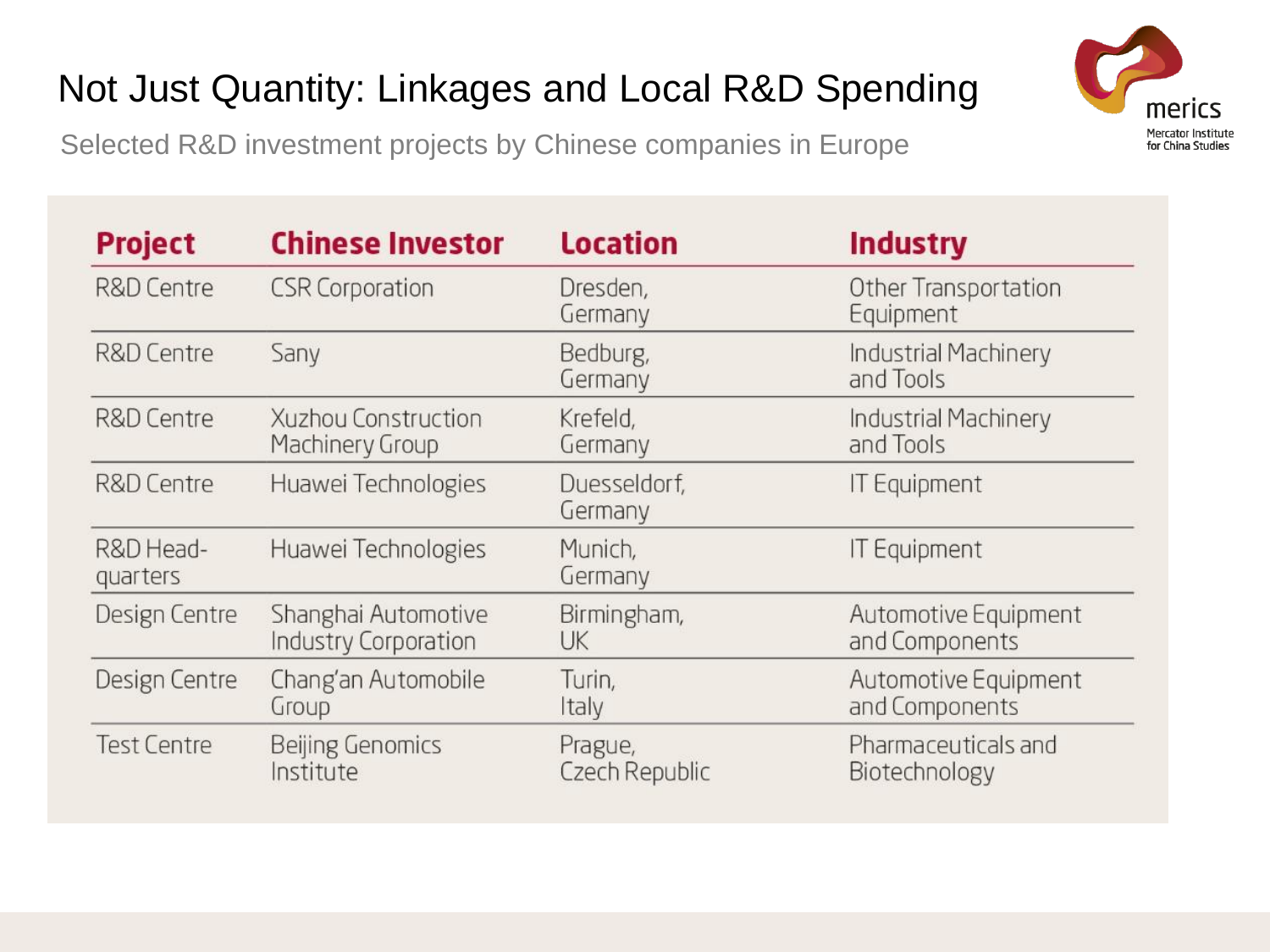# Not Just Quantity: Linkages and Local R&D Spending

Selected R&D investment projects by Chinese companies in Europe

| Project | Chinese Investor | Location | Industry |
|---|---|---|---|
| R&D Centre | CSR Corporation | Dresden, Germany | Other Transportation Equipment |
| R&D Centre | Sany | Bedburg, Germany | Industrial Machinery and Tools |
| R&D Centre | Xuzhou Construction Machinery Group | Krefeld, Germany | Industrial Machinery and Tools |
| R&D Centre | Huawei Technologies | Duesseldorf, Germany | IT Equipment |
| R&D Head-quarters | Huawei Technologies | Munich, Germany | IT Equipment |
| Design Centre | Shanghai Automotive Industry Corporation | Birmingham, UK | Automotive Equipment and Components |
| Design Centre | Chang'an Automobile Group | Turin, Italy | Automotive Equipment and Components |
| Test Centre | Beijing Genomics Institute | Prague, Czech Republic | Pharmaceuticals and Biotechnology |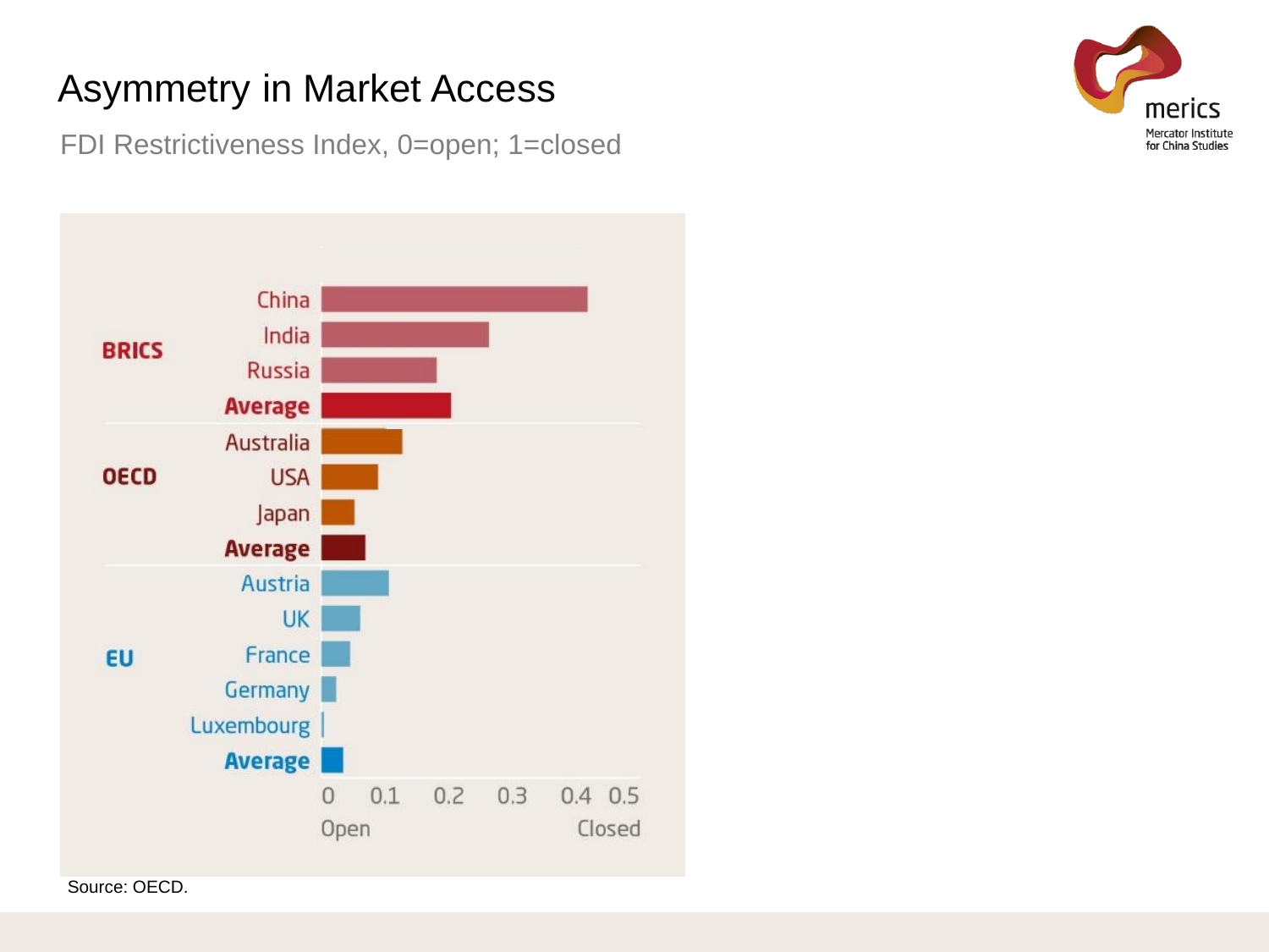# Asymmetry in Market Access

FDI Restrictiveness Index, 0=open; 1=closed

| Group | Country | |
|---|---|---|
| BRICS | China | |
| | India | |
| | Russia | |
| | **Average** | |
| OECD | Australia | |
| | USA | |
| | Japan | |
| | **Average** | |
| EU | Austria | |
| | UK | |
| | France | |
| | Germany | |
| | Luxembourg | |
| | **Average** | |

0 0.1 0.2 0.3 0.4 0.5

Open — Closed

Source: OECD.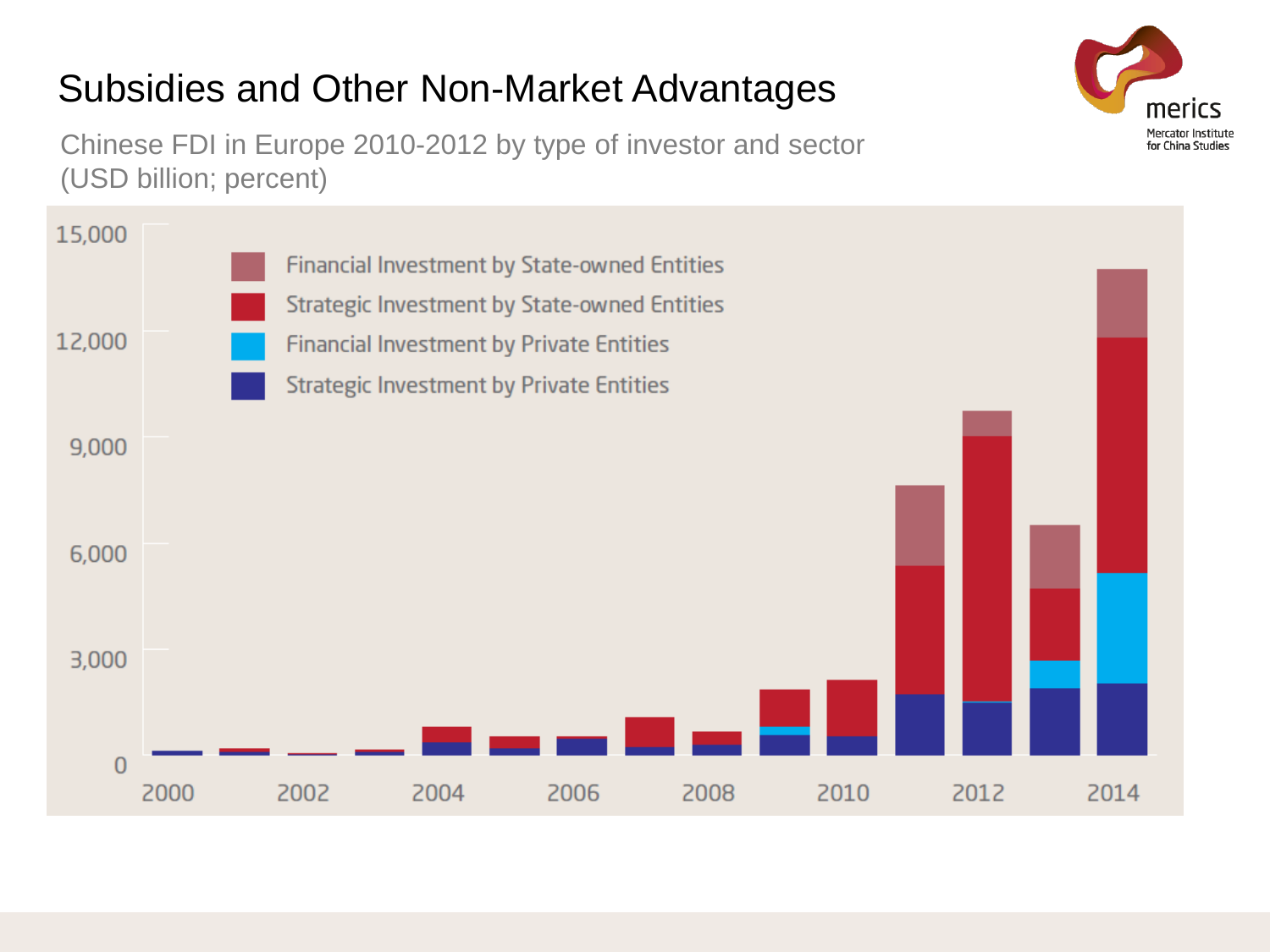# Subsidies and Other Non-Market Advantages

Chinese FDI in Europe 2010-2012 by type of investor and sector (USD billion; percent)

Financial Investment by State-owned Entities

Strategic Investment by State-owned Entities

Financial Investment by Private Entities

Strategic Investment by Private Entities

15,000
12,000
9,000
6,000
3,000
0

2000 2002 2004 2006 2008 2010 2012 2014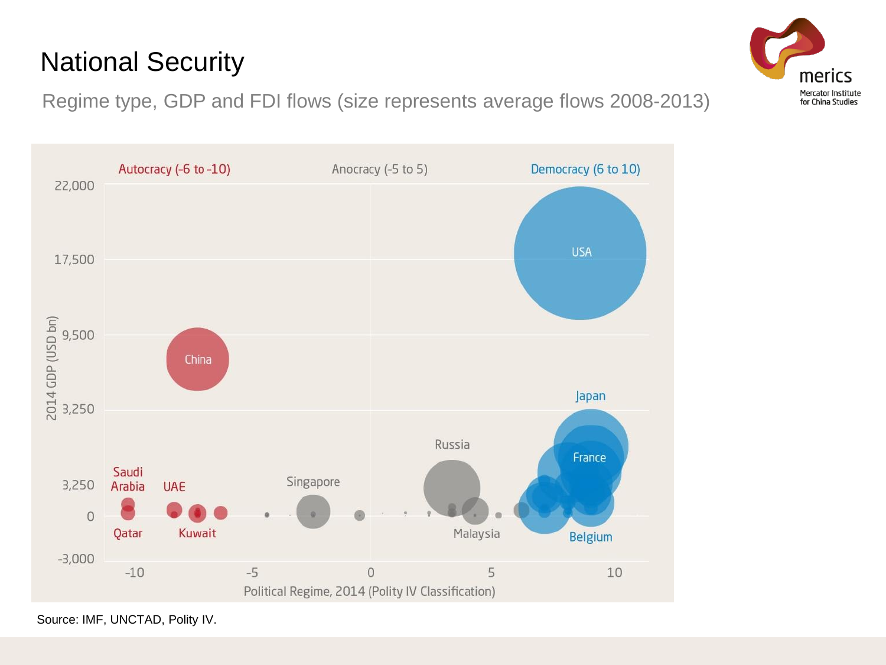# National Security

Regime type, GDP and FDI flows (size represents average flows 2008-2013)

Autocracy (-6 to -10) | Anocracy (-5 to 5) | Democracy (6 to 10)

2014 GDP (USD bn): 22,000 | 17,500 | 9,500 | 3,250 | 3,250 | 0 | -3,000

Political Regime, 2014 (Polity IV Classification): -10 | -5 | 0 | 5 | 10

USA, China, Japan, France, Russia, Singapore, Saudi Arabia, UAE, Qatar, Kuwait, Malaysia, Belgium

Source: IMF, UNCTAD, Polity IV.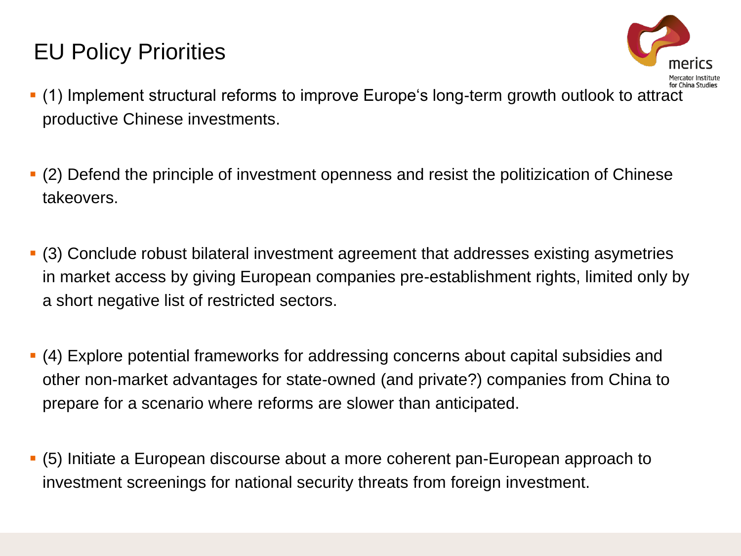# EU Policy Priorities

- (1) Implement structural reforms to improve Europe‘s long-term growth outlook to attract productive Chinese investments.
- (2) Defend the principle of investment openness and resist the politizication of Chinese takeovers.
- (3) Conclude robust bilateral investment agreement that addresses existing asymetries in market access by giving European companies pre-establishment rights, limited only by a short negative list of restricted sectors.
- (4) Explore potential frameworks for addressing concerns about capital subsidies and other non-market advantages for state-owned (and private?) companies from China to prepare for a scenario where reforms are slower than anticipated.
- (5) Initiate a European discourse about a more coherent pan-European approach to investment screenings for national security threats from foreign investment.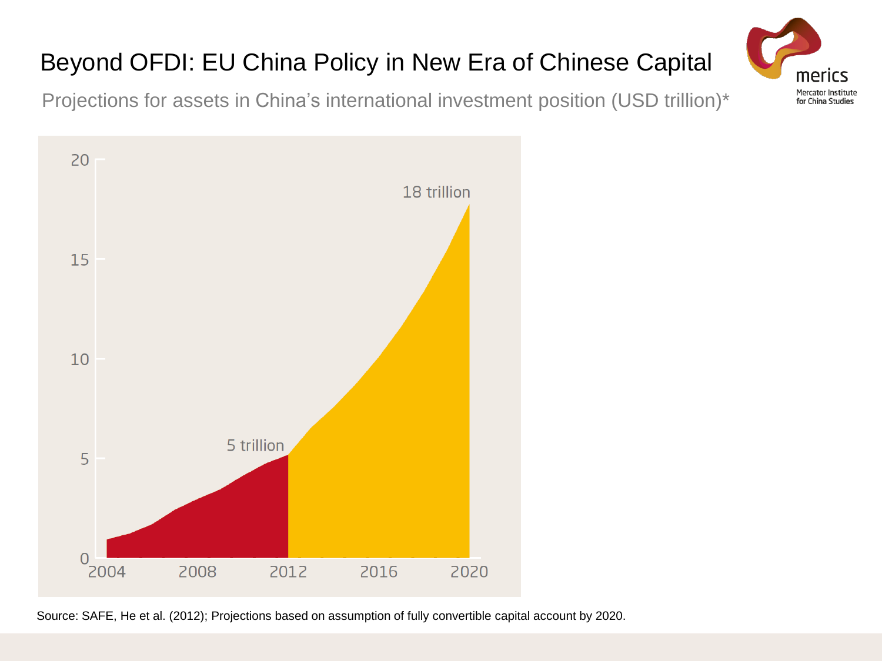# Beyond OFDI: EU China Policy in New Era of Chinese Capital

Projections for assets in China's international investment position (USD trillion)*

merics
Mercator Institute for China Studies

20
15
10
5
0

2004
2008
2012
2016
2020

5 trillion
18 trillion

Source: SAFE, He et al. (2012); Projections based on assumption of fully convertible capital account by 2020.